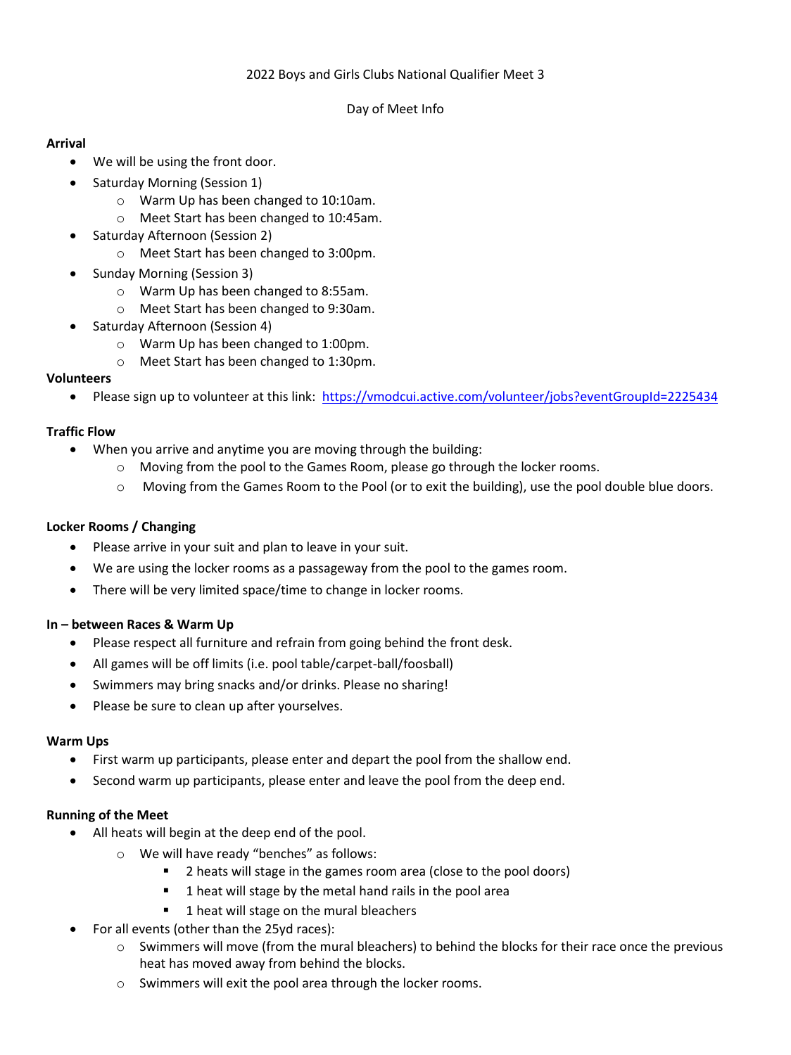2022 Boys and Girls Clubs National Qualifier Meet 3

Day of Meet Info

**Arrival**

- We will be using the front door.
- Saturday Morning (Session 1)
  - Warm Up has been changed to 10:10am.
  - Meet Start has been changed to 10:45am.
- Saturday Afternoon (Session 2)
  - Meet Start has been changed to 3:00pm.
- Sunday Morning (Session 3)
  - Warm Up has been changed to 8:55am.
  - Meet Start has been changed to 9:30am.
- Saturday Afternoon (Session 4)
  - Warm Up has been changed to 1:00pm.
  - Meet Start has been changed to 1:30pm.

**Volunteers**

- Please sign up to volunteer at this link: https://vmodcui.active.com/volunteer/jobs?eventGroupId=2225434

**Traffic Flow**

- When you arrive and anytime you are moving through the building:
  - Moving from the pool to the Games Room, please go through the locker rooms.
  - Moving from the Games Room to the Pool (or to exit the building), use the pool double blue doors.

**Locker Rooms / Changing**

- Please arrive in your suit and plan to leave in your suit.
- We are using the locker rooms as a passageway from the pool to the games room.
- There will be very limited space/time to change in locker rooms.

**In – between Races & Warm Up**

- Please respect all furniture and refrain from going behind the front desk.
- All games will be off limits (i.e. pool table/carpet-ball/foosball)
- Swimmers may bring snacks and/or drinks. Please no sharing!
- Please be sure to clean up after yourselves.

**Warm Ups**

- First warm up participants, please enter and depart the pool from the shallow end.
- Second warm up participants, please enter and leave the pool from the deep end.

**Running of the Meet**

- All heats will begin at the deep end of the pool.
  - We will have ready "benches" as follows:
    - 2 heats will stage in the games room area (close to the pool doors)
    - 1 heat will stage by the metal hand rails in the pool area
    - 1 heat will stage on the mural bleachers
- For all events (other than the 25yd races):
  - Swimmers will move (from the mural bleachers) to behind the blocks for their race once the previous heat has moved away from behind the blocks.
  - Swimmers will exit the pool area through the locker rooms.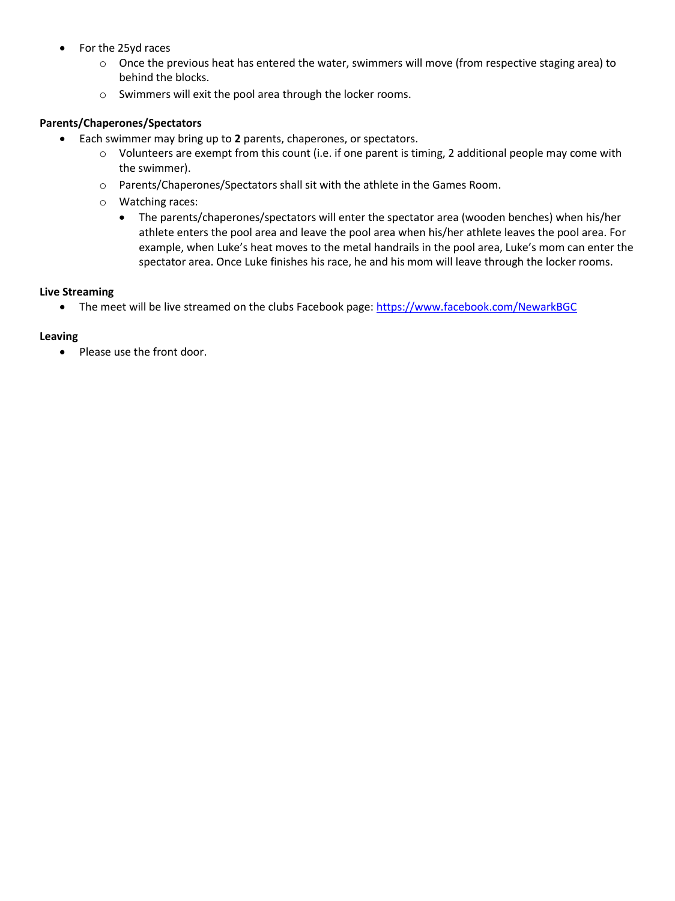- For the 25yd races
  - Once the previous heat has entered the water, swimmers will move (from respective staging area) to behind the blocks.
  - Swimmers will exit the pool area through the locker rooms.

**Parents/Chaperones/Spectators**

- Each swimmer may bring up to **2** parents, chaperones, or spectators.
  - Volunteers are exempt from this count (i.e. if one parent is timing, 2 additional people may come with the swimmer).
  - Parents/Chaperones/Spectators shall sit with the athlete in the Games Room.
  - Watching races:
    - The parents/chaperones/spectators will enter the spectator area (wooden benches) when his/her athlete enters the pool area and leave the pool area when his/her athlete leaves the pool area. For example, when Luke's heat moves to the metal handrails in the pool area, Luke's mom can enter the spectator area. Once Luke finishes his race, he and his mom will leave through the locker rooms.

**Live Streaming**

- The meet will be live streamed on the clubs Facebook page: [https://www.facebook.com/NewarkBGC](https://www.facebook.com/NewarkBGC)

**Leaving**

- Please use the front door.